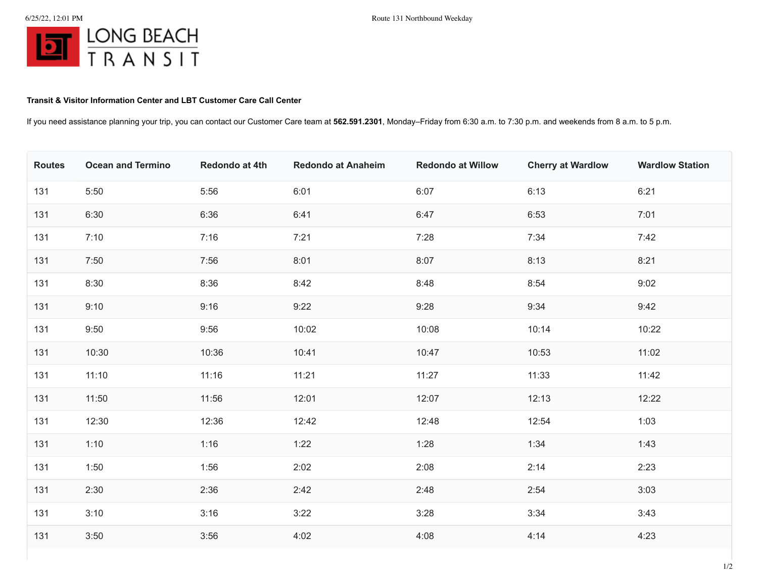LONG BEACH TRANSIT

**Transit & Visitor Information Center and LBT Customer Care Call Center**

If you need assistance planning your trip, you can contact our Customer Care team at **562.591.2301**, Monday–Friday from 6:30 a.m. to 7:30 p.m. and weekends from 8 a.m. to 5 p.m.

| Routes | Ocean and Termino | Redondo at 4th | Redondo at Anaheim | Redondo at Willow | Cherry at Wardlow | Wardlow Station |
|---|---|---|---|---|---|---|
| 131 | 5:50 | 5:56 | 6:01 | 6:07 | 6:13 | 6:21 |
| 131 | 6:30 | 6:36 | 6:41 | 6:47 | 6:53 | 7:01 |
| 131 | 7:10 | 7:16 | 7:21 | 7:28 | 7:34 | 7:42 |
| 131 | 7:50 | 7:56 | 8:01 | 8:07 | 8:13 | 8:21 |
| 131 | 8:30 | 8:36 | 8:42 | 8:48 | 8:54 | 9:02 |
| 131 | 9:10 | 9:16 | 9:22 | 9:28 | 9:34 | 9:42 |
| 131 | 9:50 | 9:56 | 10:02 | 10:08 | 10:14 | 10:22 |
| 131 | 10:30 | 10:36 | 10:41 | 10:47 | 10:53 | 11:02 |
| 131 | 11:10 | 11:16 | 11:21 | 11:27 | 11:33 | 11:42 |
| 131 | 11:50 | 11:56 | 12:01 | 12:07 | 12:13 | 12:22 |
| 131 | 12:30 | 12:36 | 12:42 | 12:48 | 12:54 | 1:03 |
| 131 | 1:10 | 1:16 | 1:22 | 1:28 | 1:34 | 1:43 |
| 131 | 1:50 | 1:56 | 2:02 | 2:08 | 2:14 | 2:23 |
| 131 | 2:30 | 2:36 | 2:42 | 2:48 | 2:54 | 3:03 |
| 131 | 3:10 | 3:16 | 3:22 | 3:28 | 3:34 | 3:43 |
| 131 | 3:50 | 3:56 | 4:02 | 4:08 | 4:14 | 4:23 |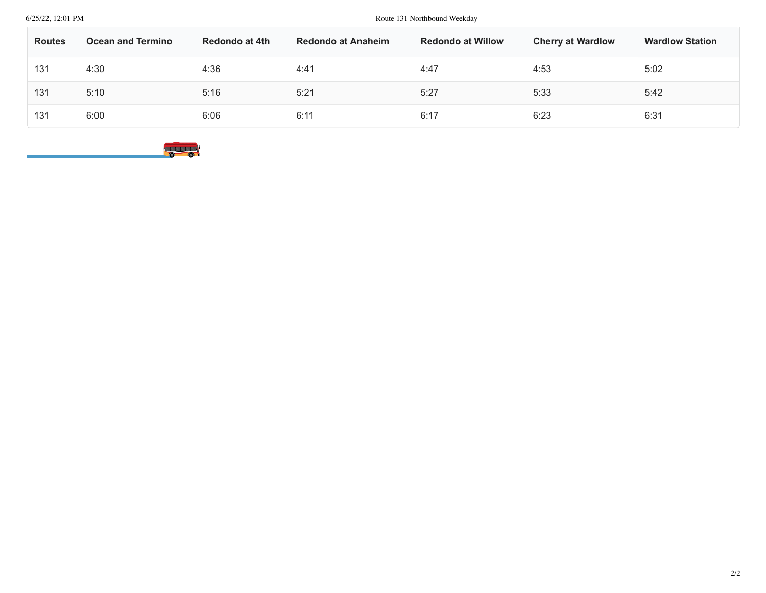| Routes | Ocean and Termino | Redondo at 4th | Redondo at Anaheim | Redondo at Willow | Cherry at Wardlow | Wardlow Station |
|---|---|---|---|---|---|---|
| 131 | 4:30 | 4:36 | 4:41 | 4:47 | 4:53 | 5:02 |
| 131 | 5:10 | 5:16 | 5:21 | 5:27 | 5:33 | 5:42 |
| 131 | 6:00 | 6:06 | 6:11 | 6:17 | 6:23 | 6:31 |